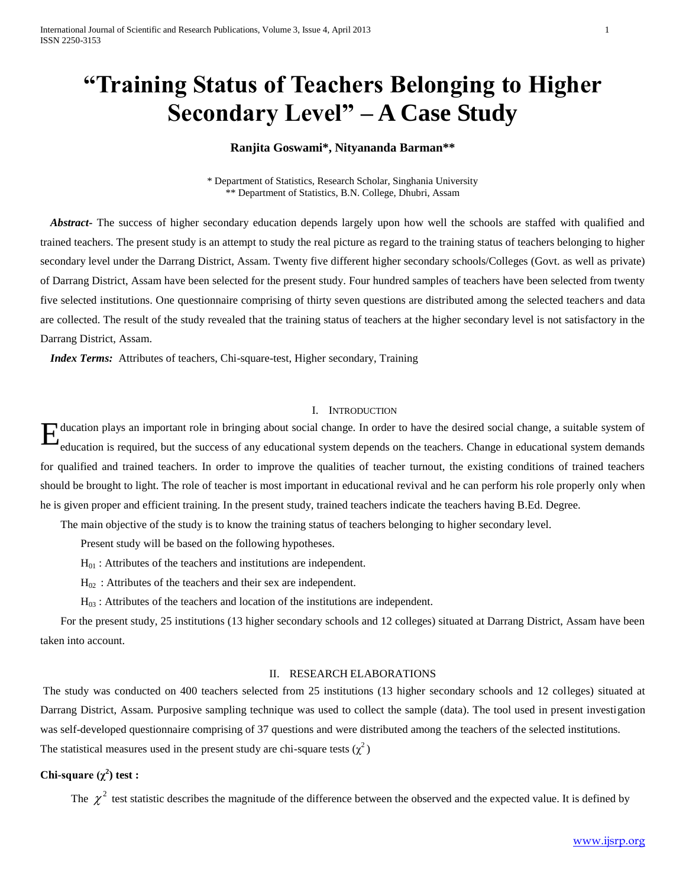# "Training Status of Teachers Belonging to Higher Secondary Level" – A Case Study

**Ranjita Goswami\*, Nityananda Barman\*\***

\* Department of Statistics, Research Scholar, Singhania University
\*\* Department of Statistics, B.N. College, Dhubri, Assam

***Abstract-*** The success of higher secondary education depends largely upon how well the schools are staffed with qualified and trained teachers. The present study is an attempt to study the real picture as regard to the training status of teachers belonging to higher secondary level under the Darrang District, Assam. Twenty five different higher secondary schools/Colleges (Govt. as well as private) of Darrang District, Assam have been selected for the present study. Four hundred samples of teachers have been selected from twenty five selected institutions. One questionnaire comprising of thirty seven questions are distributed among the selected teachers and data are collected. The result of the study revealed that the training status of teachers at the higher secondary level is not satisfactory in the Darrang District, Assam.

***Index Terms:*** Attributes of teachers, Chi-square-test, Higher secondary, Training

## I. Introduction

Education plays an important role in bringing about social change. In order to have the desired social change, a suitable system of education is required, but the success of any educational system depends on the teachers. Change in educational system demands for qualified and trained teachers. In order to improve the qualities of teacher turnout, the existing conditions of trained teachers should be brought to light. The role of teacher is most important in educational revival and he can perform his role properly only when he is given proper and efficient training. In the present study, trained teachers indicate the teachers having B.Ed. Degree.

The main objective of the study is to know the training status of teachers belonging to higher secondary level.

Present study will be based on the following hypotheses.

$H_{01}$ : Attributes of the teachers and institutions are independent.

$H_{02}$ : Attributes of the teachers and their sex are independent.

$H_{03}$ : Attributes of the teachers and location of the institutions are independent.

For the present study, 25 institutions (13 higher secondary schools and 12 colleges) situated at Darrang District, Assam have been taken into account.

## II. Research Elaborations

The study was conducted on 400 teachers selected from 25 institutions (13 higher secondary schools and 12 colleges) situated at Darrang District, Assam. Purposive sampling technique was used to collect the sample (data). The tool used in present investigation was self-developed questionnaire comprising of 37 questions and were distributed among the teachers of the selected institutions.

The statistical measures used in the present study are chi-square tests ($\chi^2$)

**Chi-square ($\chi^2$) test :**

The $\chi^2$ test statistic describes the magnitude of the difference between the observed and the expected value. It is defined by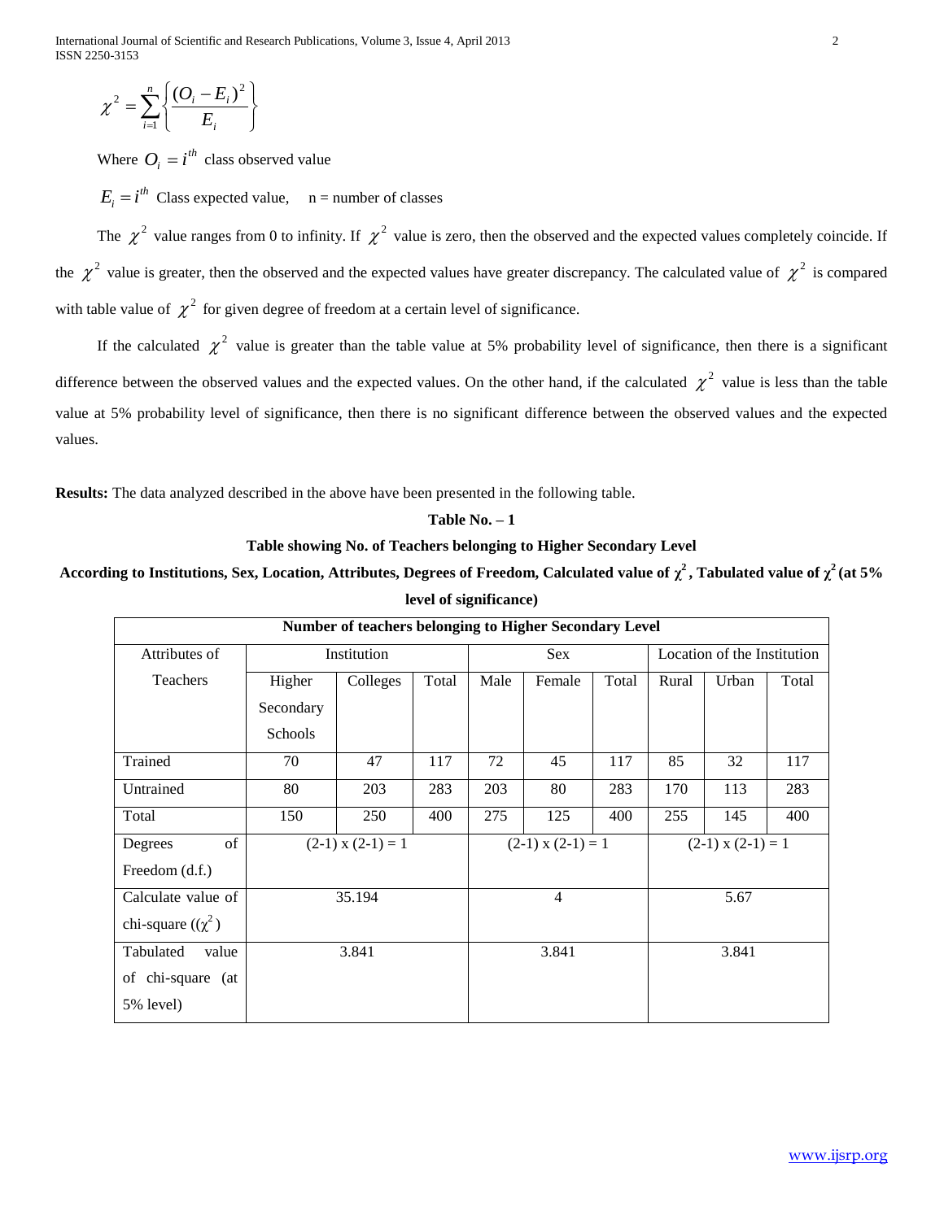$$\chi^2 = \sum_{i=1}^{n} \left\{ \frac{(O_i - E_i)^2}{E_i} \right\}$$

Where $O_i = i^{th}$ class observed value

$E_i = i^{th}$ Class expected value, n = number of classes

The $\chi^2$ value ranges from 0 to infinity. If $\chi^2$ value is zero, then the observed and the expected values completely coincide. If the $\chi^2$ value is greater, then the observed and the expected values have greater discrepancy. The calculated value of $\chi^2$ is compared with table value of $\chi^2$ for given degree of freedom at a certain level of significance.

If the calculated $\chi^2$ value is greater than the table value at 5% probability level of significance, then there is a significant difference between the observed values and the expected values. On the other hand, if the calculated $\chi^2$ value is less than the table value at 5% probability level of significance, then there is no significant difference between the observed values and the expected values.

**Results:** The data analyzed described in the above have been presented in the following table.

**Table No. – 1**

**Table showing No. of Teachers belonging to Higher Secondary Level**

**According to Institutions, Sex, Location, Attributes, Degrees of Freedom, Calculated value of $\chi^2$, Tabulated value of $\chi^2$ (at 5% level of significance)**

| Number of teachers belonging to Higher Secondary Level | | | | | | | | | |
|---|---|---|---|---|---|---|---|---|---|
| Attributes of Teachers | Institution | | | Sex | | | Location of the Institution | | |
| | Higher Secondary Schools | Colleges | Total | Male | Female | Total | Rural | Urban | Total |
| Trained | 70 | 47 | 117 | 72 | 45 | 117 | 85 | 32 | 117 |
| Untrained | 80 | 203 | 283 | 203 | 80 | 283 | 170 | 113 | 283 |
| Total | 150 | 250 | 400 | 275 | 125 | 400 | 255 | 145 | 400 |
| Degrees of Freedom (d.f.) | (2-1) x (2-1) = 1 | | | (2-1) x (2-1) = 1 | | | (2-1) x (2-1) = 1 | | |
| Calculate value of chi-square (($\chi^2$) | 35.194 | | | 4 | | | 5.67 | | |
| Tabulated value of chi-square (at 5% level) | 3.841 | | | 3.841 | | | 3.841 | | |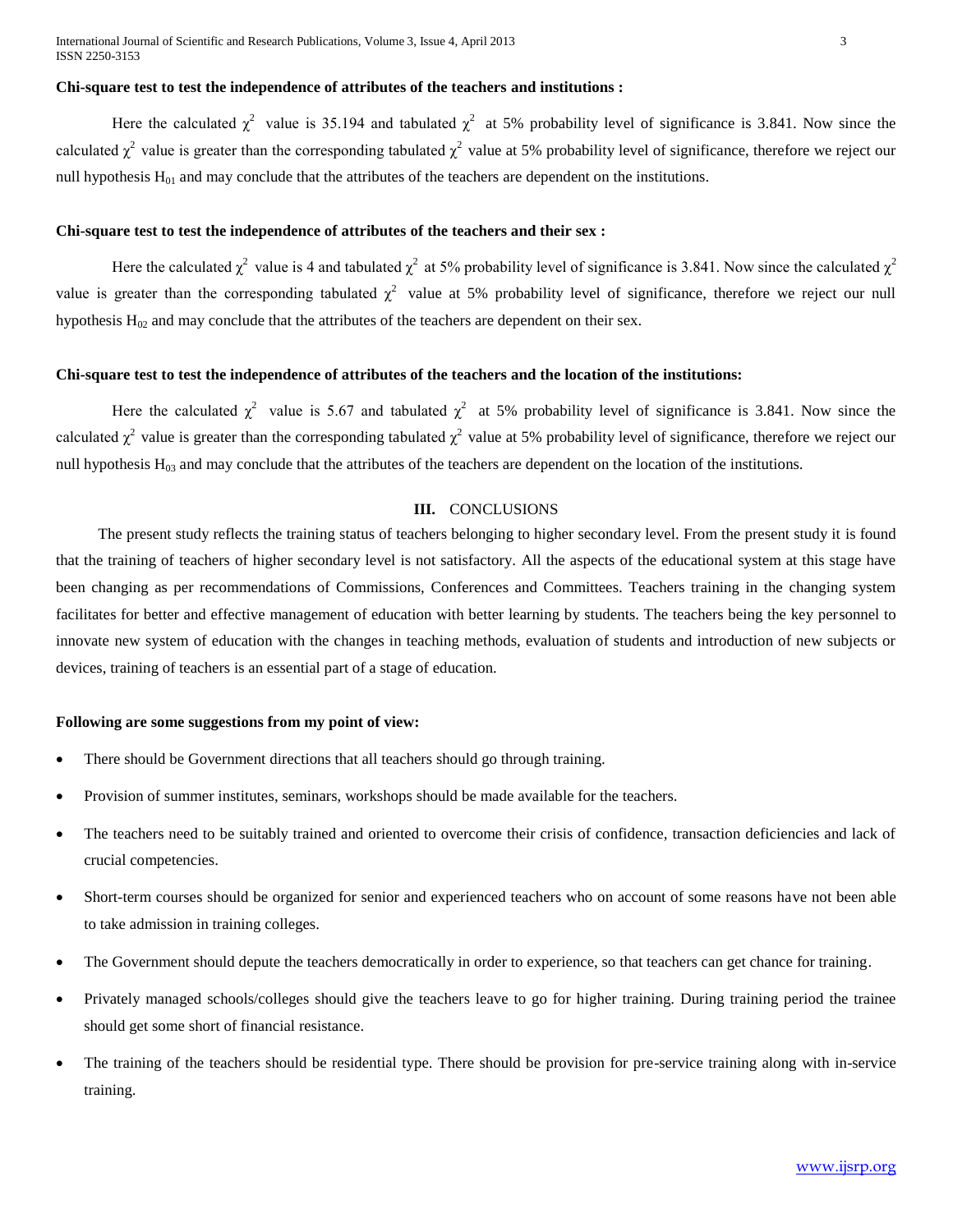**Chi-square test to test the independence of attributes of the teachers and institutions :**

Here the calculated $\chi^2$ value is 35.194 and tabulated $\chi^2$ at 5% probability level of significance is 3.841. Now since the calculated $\chi^2$ value is greater than the corresponding tabulated $\chi^2$ value at 5% probability level of significance, therefore we reject our null hypothesis $H_{01}$ and may conclude that the attributes of the teachers are dependent on the institutions.

**Chi-square test to test the independence of attributes of the teachers and their sex :**

Here the calculated $\chi^2$ value is 4 and tabulated $\chi^2$ at 5% probability level of significance is 3.841. Now since the calculated $\chi^2$ value is greater than the corresponding tabulated $\chi^2$ value at 5% probability level of significance, therefore we reject our null hypothesis $H_{02}$ and may conclude that the attributes of the teachers are dependent on their sex.

**Chi-square test to test the independence of attributes of the teachers and the location of the institutions:**

Here the calculated $\chi^2$ value is 5.67 and tabulated $\chi^2$ at 5% probability level of significance is 3.841. Now since the calculated $\chi^2$ value is greater than the corresponding tabulated $\chi^2$ value at 5% probability level of significance, therefore we reject our null hypothesis $H_{03}$ and may conclude that the attributes of the teachers are dependent on the location of the institutions.

## **III.** CONCLUSIONS

The present study reflects the training status of teachers belonging to higher secondary level. From the present study it is found that the training of teachers of higher secondary level is not satisfactory. All the aspects of the educational system at this stage have been changing as per recommendations of Commissions, Conferences and Committees. Teachers training in the changing system facilitates for better and effective management of education with better learning by students. The teachers being the key personnel to innovate new system of education with the changes in teaching methods, evaluation of students and introduction of new subjects or devices, training of teachers is an essential part of a stage of education.

**Following are some suggestions from my point of view:**

- There should be Government directions that all teachers should go through training.
- Provision of summer institutes, seminars, workshops should be made available for the teachers.
- The teachers need to be suitably trained and oriented to overcome their crisis of confidence, transaction deficiencies and lack of crucial competencies.
- Short-term courses should be organized for senior and experienced teachers who on account of some reasons have not been able to take admission in training colleges.
- The Government should depute the teachers democratically in order to experience, so that teachers can get chance for training.
- Privately managed schools/colleges should give the teachers leave to go for higher training. During training period the trainee should get some short of financial resistance.
- The training of the teachers should be residential type. There should be provision for pre-service training along with in-service training.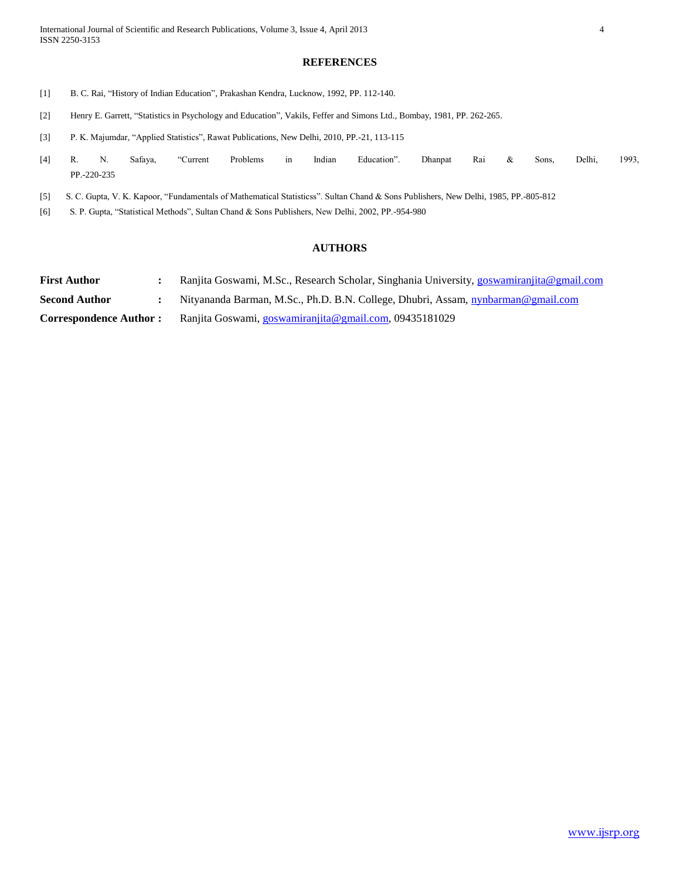## REFERENCES

[1] B. C. Rai, "History of Indian Education", Prakashan Kendra, Lucknow, 1992, PP. 112-140.

[2] Henry E. Garrett, "Statistics in Psychology and Education", Vakils, Feffer and Simons Ltd., Bombay, 1981, PP. 262-265.

[3] P. K. Majumdar, "Applied Statistics", Rawat Publications, New Delhi, 2010, PP.-21, 113-115

[4] R. N. Safaya, "Current Problems in Indian Education". Dhanpat Rai & Sons, Delhi, 1993, PP.-220-235

[5] S. C. Gupta, V. K. Kapoor, "Fundamentals of Mathematical Statisticss". Sultan Chand & Sons Publishers, New Delhi, 1985, PP.-805-812

[6] S. P. Gupta, "Statistical Methods", Sultan Chand & Sons Publishers, New Delhi, 2002, PP.-954-980

## AUTHORS

**First Author** : Ranjita Goswami, M.Sc., Research Scholar, Singhania University, goswamiranjita@gmail.com

**Second Author** : Nityananda Barman, M.Sc., Ph.D. B.N. College, Dhubri, Assam, nynbarman@gmail.com

**Correspondence Author :** Ranjita Goswami, goswamiranjita@gmail.com, 09435181029